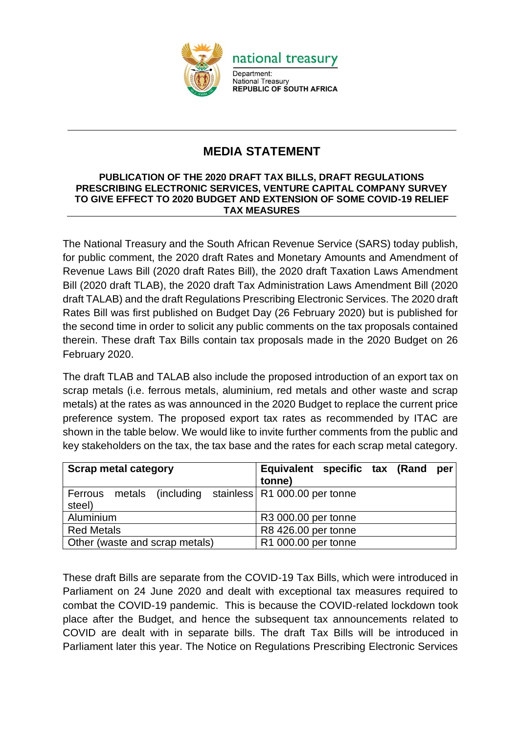national treasury

Department:
National Treasury
**REPUBLIC OF SOUTH AFRICA**

# MEDIA STATEMENT

## PUBLICATION OF THE 2020 DRAFT TAX BILLS, DRAFT REGULATIONS PRESCRIBING ELECTRONIC SERVICES, VENTURE CAPITAL COMPANY SURVEY TO GIVE EFFECT TO 2020 BUDGET AND EXTENSION OF SOME COVID-19 RELIEF TAX MEASURES

The National Treasury and the South African Revenue Service (SARS) today publish, for public comment, the 2020 draft Rates and Monetary Amounts and Amendment of Revenue Laws Bill (2020 draft Rates Bill), the 2020 draft Taxation Laws Amendment Bill (2020 draft TLAB), the 2020 draft Tax Administration Laws Amendment Bill (2020 draft TALAB) and the draft Regulations Prescribing Electronic Services. The 2020 draft Rates Bill was first published on Budget Day (26 February 2020) but is published for the second time in order to solicit any public comments on the tax proposals contained therein. These draft Tax Bills contain tax proposals made in the 2020 Budget on 26 February 2020.

The draft TLAB and TALAB also include the proposed introduction of an export tax on scrap metals (i.e. ferrous metals, aluminium, red metals and other waste and scrap metals) at the rates as was announced in the 2020 Budget to replace the current price preference system. The proposed export tax rates as recommended by ITAC are shown in the table below. We would like to invite further comments from the public and key stakeholders on the tax, the tax base and the rates for each scrap metal category.

| Scrap metal category | Equivalent specific tax (Rand per tonne) |
|---|---|
| Ferrous metals (including stainless steel) | R1 000.00 per tonne |
| Aluminium | R3 000.00 per tonne |
| Red Metals | R8 426.00 per tonne |
| Other (waste and scrap metals) | R1 000.00 per tonne |

These draft Bills are separate from the COVID-19 Tax Bills, which were introduced in Parliament on 24 June 2020 and dealt with exceptional tax measures required to combat the COVID-19 pandemic. This is because the COVID-related lockdown took place after the Budget, and hence the subsequent tax announcements related to COVID are dealt with in separate bills. The draft Tax Bills will be introduced in Parliament later this year. The Notice on Regulations Prescribing Electronic Services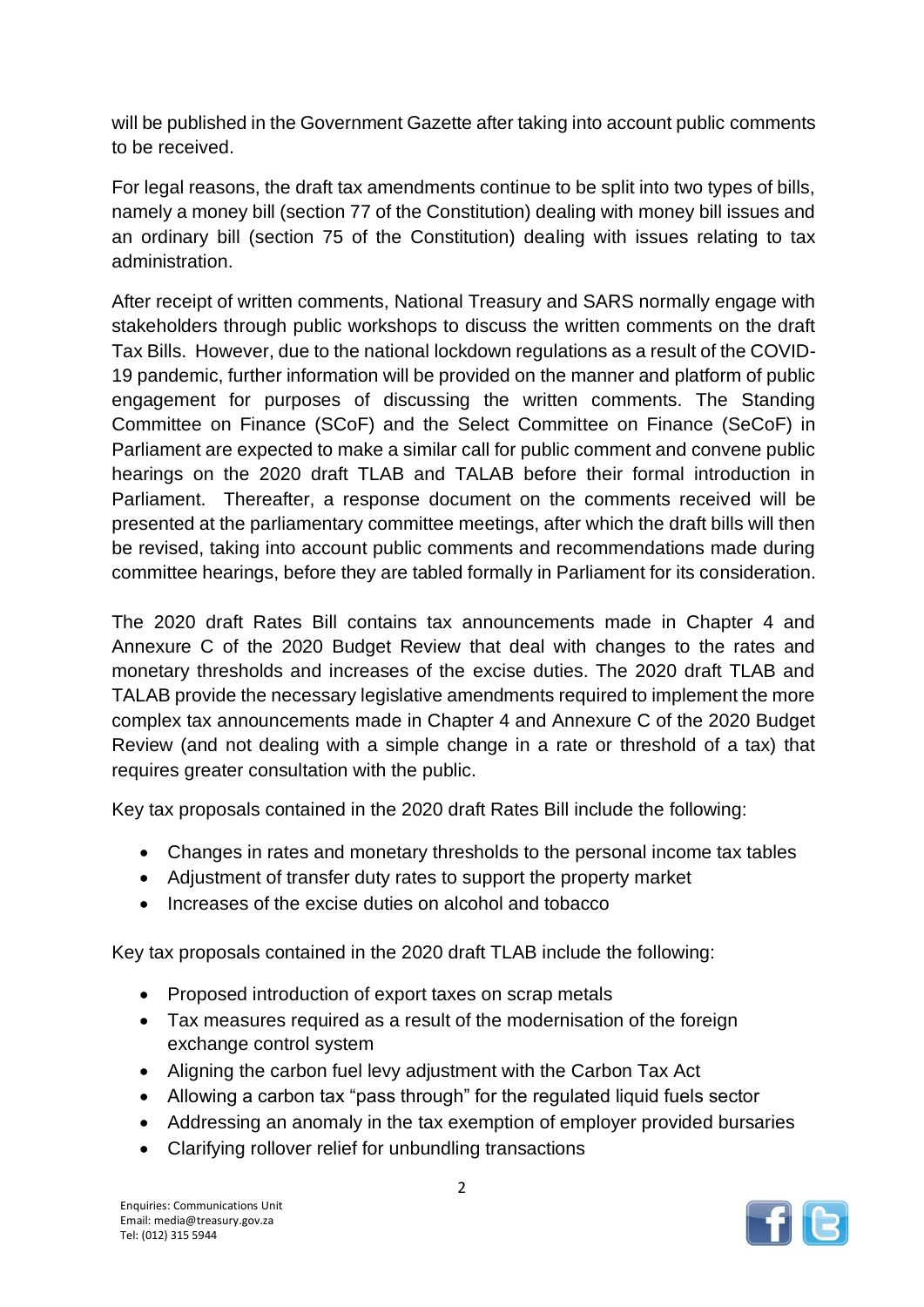will be published in the Government Gazette after taking into account public comments to be received.

For legal reasons, the draft tax amendments continue to be split into two types of bills, namely a money bill (section 77 of the Constitution) dealing with money bill issues and an ordinary bill (section 75 of the Constitution) dealing with issues relating to tax administration.

After receipt of written comments, National Treasury and SARS normally engage with stakeholders through public workshops to discuss the written comments on the draft Tax Bills. However, due to the national lockdown regulations as a result of the COVID-19 pandemic, further information will be provided on the manner and platform of public engagement for purposes of discussing the written comments. The Standing Committee on Finance (SCoF) and the Select Committee on Finance (SeCoF) in Parliament are expected to make a similar call for public comment and convene public hearings on the 2020 draft TLAB and TALAB before their formal introduction in Parliament. Thereafter, a response document on the comments received will be presented at the parliamentary committee meetings, after which the draft bills will then be revised, taking into account public comments and recommendations made during committee hearings, before they are tabled formally in Parliament for its consideration.

The 2020 draft Rates Bill contains tax announcements made in Chapter 4 and Annexure C of the 2020 Budget Review that deal with changes to the rates and monetary thresholds and increases of the excise duties. The 2020 draft TLAB and TALAB provide the necessary legislative amendments required to implement the more complex tax announcements made in Chapter 4 and Annexure C of the 2020 Budget Review (and not dealing with a simple change in a rate or threshold of a tax) that requires greater consultation with the public.

Key tax proposals contained in the 2020 draft Rates Bill include the following:

- Changes in rates and monetary thresholds to the personal income tax tables
- Adjustment of transfer duty rates to support the property market
- Increases of the excise duties on alcohol and tobacco

Key tax proposals contained in the 2020 draft TLAB include the following:

- Proposed introduction of export taxes on scrap metals
- Tax measures required as a result of the modernisation of the foreign exchange control system
- Aligning the carbon fuel levy adjustment with the Carbon Tax Act
- Allowing a carbon tax "pass through" for the regulated liquid fuels sector
- Addressing an anomaly in the tax exemption of employer provided bursaries
- Clarifying rollover relief for unbundling transactions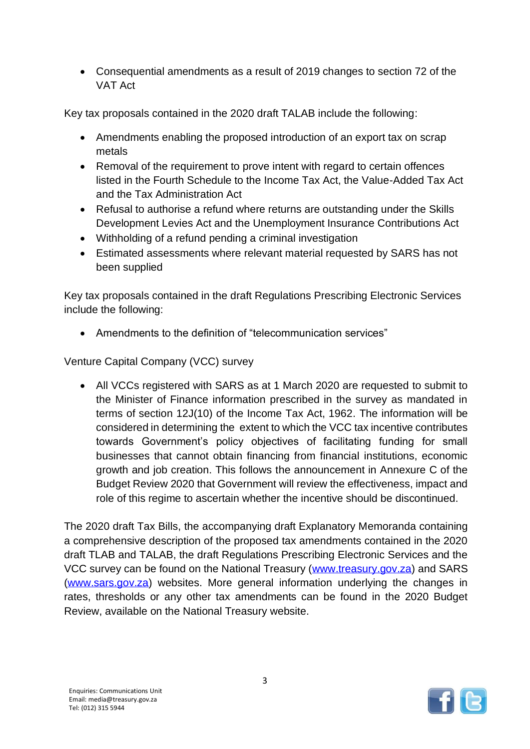- Consequential amendments as a result of 2019 changes to section 72 of the VAT Act

Key tax proposals contained in the 2020 draft TALAB include the following:

- Amendments enabling the proposed introduction of an export tax on scrap metals
- Removal of the requirement to prove intent with regard to certain offences listed in the Fourth Schedule to the Income Tax Act, the Value-Added Tax Act and the Tax Administration Act
- Refusal to authorise a refund where returns are outstanding under the Skills Development Levies Act and the Unemployment Insurance Contributions Act
- Withholding of a refund pending a criminal investigation
- Estimated assessments where relevant material requested by SARS has not been supplied

Key tax proposals contained in the draft Regulations Prescribing Electronic Services include the following:

- Amendments to the definition of "telecommunication services"

Venture Capital Company (VCC) survey

- All VCCs registered with SARS as at 1 March 2020 are requested to submit to the Minister of Finance information prescribed in the survey as mandated in terms of section 12J(10) of the Income Tax Act, 1962. The information will be considered in determining the extent to which the VCC tax incentive contributes towards Government's policy objectives of facilitating funding for small businesses that cannot obtain financing from financial institutions, economic growth and job creation. This follows the announcement in Annexure C of the Budget Review 2020 that Government will review the effectiveness, impact and role of this regime to ascertain whether the incentive should be discontinued.

The 2020 draft Tax Bills, the accompanying draft Explanatory Memoranda containing a comprehensive description of the proposed tax amendments contained in the 2020 draft TLAB and TALAB, the draft Regulations Prescribing Electronic Services and the VCC survey can be found on the National Treasury (www.treasury.gov.za) and SARS (www.sars.gov.za) websites. More general information underlying the changes in rates, thresholds or any other tax amendments can be found in the 2020 Budget Review, available on the National Treasury website.

Enquiries: Communications Unit
Email: media@treasury.gov.za
Tel: (012) 315 5944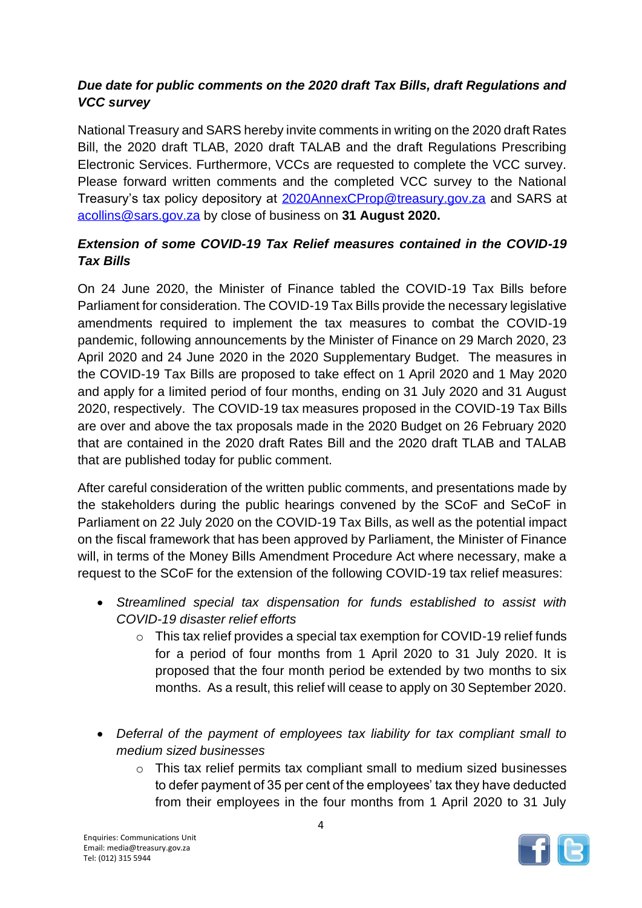***Due date for public comments on the 2020 draft Tax Bills, draft Regulations and VCC survey***

National Treasury and SARS hereby invite comments in writing on the 2020 draft Rates Bill, the 2020 draft TLAB, 2020 draft TALAB and the draft Regulations Prescribing Electronic Services. Furthermore, VCCs are requested to complete the VCC survey. Please forward written comments and the completed VCC survey to the National Treasury's tax policy depository at 2020AnnexCProp@treasury.gov.za and SARS at acollins@sars.gov.za by close of business on **31 August 2020.**

***Extension of some COVID-19 Tax Relief measures contained in the COVID-19 Tax Bills***

On 24 June 2020, the Minister of Finance tabled the COVID-19 Tax Bills before Parliament for consideration. The COVID-19 Tax Bills provide the necessary legislative amendments required to implement the tax measures to combat the COVID-19 pandemic, following announcements by the Minister of Finance on 29 March 2020, 23 April 2020 and 24 June 2020 in the 2020 Supplementary Budget. The measures in the COVID-19 Tax Bills are proposed to take effect on 1 April 2020 and 1 May 2020 and apply for a limited period of four months, ending on 31 July 2020 and 31 August 2020, respectively. The COVID-19 tax measures proposed in the COVID-19 Tax Bills are over and above the tax proposals made in the 2020 Budget on 26 February 2020 that are contained in the 2020 draft Rates Bill and the 2020 draft TLAB and TALAB that are published today for public comment.

After careful consideration of the written public comments, and presentations made by the stakeholders during the public hearings convened by the SCoF and SeCoF in Parliament on 22 July 2020 on the COVID-19 Tax Bills, as well as the potential impact on the fiscal framework that has been approved by Parliament, the Minister of Finance will, in terms of the Money Bills Amendment Procedure Act where necessary, make a request to the SCoF for the extension of the following COVID-19 tax relief measures:

- *Streamlined special tax dispensation for funds established to assist with COVID-19 disaster relief efforts*
  - This tax relief provides a special tax exemption for COVID-19 relief funds for a period of four months from 1 April 2020 to 31 July 2020. It is proposed that the four month period be extended by two months to six months. As a result, this relief will cease to apply on 30 September 2020.

- *Deferral of the payment of employees tax liability for tax compliant small to medium sized businesses*
  - This tax relief permits tax compliant small to medium sized businesses to defer payment of 35 per cent of the employees' tax they have deducted from their employees in the four months from 1 April 2020 to 31 July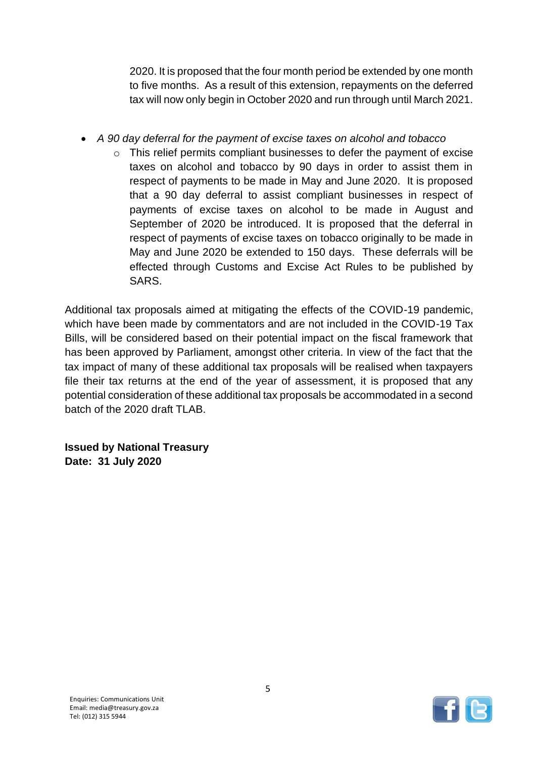2020. It is proposed that the four month period be extended by one month to five months. As a result of this extension, repayments on the deferred tax will now only begin in October 2020 and run through until March 2021.

- *A 90 day deferral for the payment of excise taxes on alcohol and tobacco*
  - This relief permits compliant businesses to defer the payment of excise taxes on alcohol and tobacco by 90 days in order to assist them in respect of payments to be made in May and June 2020. It is proposed that a 90 day deferral to assist compliant businesses in respect of payments of excise taxes on alcohol to be made in August and September of 2020 be introduced. It is proposed that the deferral in respect of payments of excise taxes on tobacco originally to be made in May and June 2020 be extended to 150 days. These deferrals will be effected through Customs and Excise Act Rules to be published by SARS.

Additional tax proposals aimed at mitigating the effects of the COVID-19 pandemic, which have been made by commentators and are not included in the COVID-19 Tax Bills, will be considered based on their potential impact on the fiscal framework that has been approved by Parliament, amongst other criteria. In view of the fact that the tax impact of many of these additional tax proposals will be realised when taxpayers file their tax returns at the end of the year of assessment, it is proposed that any potential consideration of these additional tax proposals be accommodated in a second batch of the 2020 draft TLAB.

**Issued by National Treasury**
**Date: 31 July 2020**

Enquiries: Communications Unit
Email: media@treasury.gov.za
Tel: (012) 315 5944